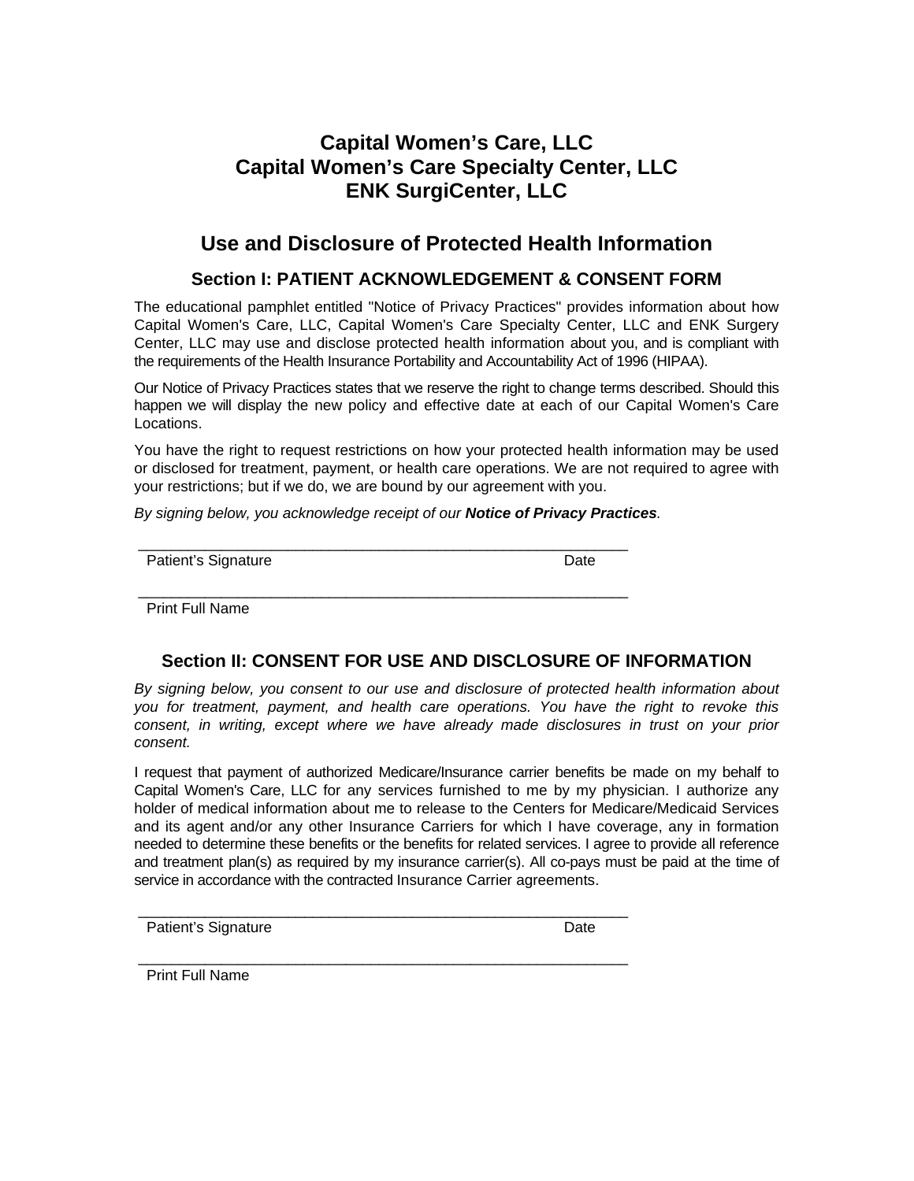# Capital Women's Care, LLC
# Capital Women's Care Specialty Center, LLC
# ENK SurgiCenter, LLC

## Use and Disclosure of Protected Health Information

### Section I: PATIENT ACKNOWLEDGEMENT & CONSENT FORM

The educational pamphlet entitled "Notice of Privacy Practices" provides information about how Capital Women's Care, LLC, Capital Women's Care Specialty Center, LLC and ENK Surgery Center, LLC may use and disclose protected health information about you, and is compliant with the requirements of the Health Insurance Portability and Accountability Act of 1996 (HIPAA).

Our Notice of Privacy Practices states that we reserve the right to change terms described. Should this happen we will display the new policy and effective date at each of our Capital Women's Care Locations.

You have the right to request restrictions on how your protected health information may be used or disclosed for treatment, payment, or health care operations. We are not required to agree with your restrictions; but if we do, we are bound by our agreement with you.

*By signing below, you acknowledge receipt of our **Notice of Privacy Practices**.*

_______________________________________________________________
Patient's Signature                                                                                    Date

_______________________________________________________________
Print Full Name

### Section II: CONSENT FOR USE AND DISCLOSURE OF INFORMATION

*By signing below, you consent to our use and disclosure of protected health information about you for treatment, payment, and health care operations. You have the right to revoke this consent, in writing, except where we have already made disclosures in trust on your prior consent.*

I request that payment of authorized Medicare/Insurance carrier benefits be made on my behalf to Capital Women's Care, LLC for any services furnished to me by my physician. I authorize any holder of medical information about me to release to the Centers for Medicare/Medicaid Services and its agent and/or any other Insurance Carriers for which I have coverage, any in formation needed to determine these benefits or the benefits for related services. I agree to provide all reference and treatment plan(s) as required by my insurance carrier(s). All co-pays must be paid at the time of service in accordance with the contracted Insurance Carrier agreements.

_______________________________________________________________
Patient's Signature                                                                                    Date

_______________________________________________________________
Print Full Name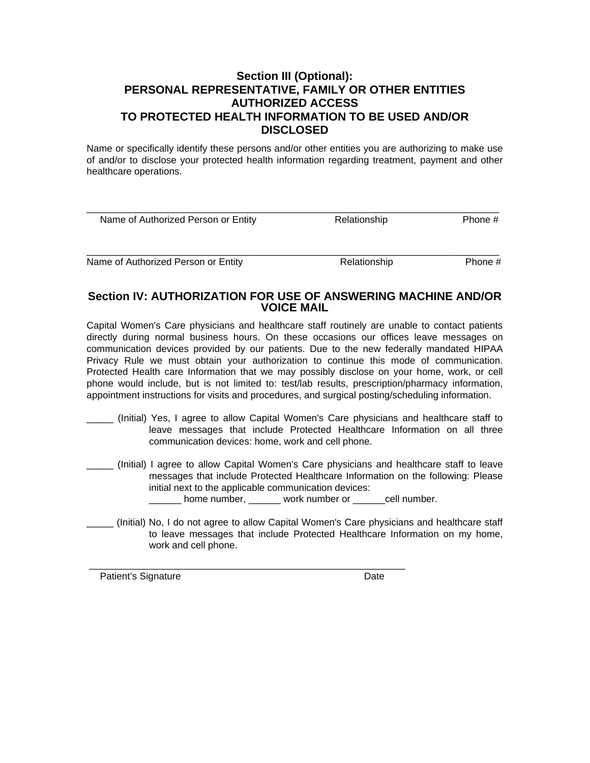## Section III (Optional): PERSONAL REPRESENTATIVE, FAMILY OR OTHER ENTITIES AUTHORIZED ACCESS TO PROTECTED HEALTH INFORMATION TO BE USED AND/OR DISCLOSED

Name or specifically identify these persons and/or other entities you are authorizing to make use of and/or to disclose your protected health information regarding treatment, payment and other healthcare operations.

______________________________________________________________________________

Name of Authorized Person or Entity | Relationship | Phone #

______________________________________________________________________________

Name of Authorized Person or Entity | Relationship | Phone #

## Section IV: AUTHORIZATION FOR USE OF ANSWERING MACHINE AND/OR VOICE MAIL

Capital Women's Care physicians and healthcare staff routinely are unable to contact patients directly during normal business hours. On these occasions our offices leave messages on communication devices provided by our patients. Due to the new federally mandated HIPAA Privacy Rule we must obtain your authorization to continue this mode of communication. Protected Health care Information that we may possibly disclose on your home, work, or cell phone would include, but is not limited to: test/lab results, prescription/pharmacy information, appointment instructions for visits and procedures, and surgical posting/scheduling information.

_____ (Initial) Yes, I agree to allow Capital Women's Care physicians and healthcare staff to leave messages that include Protected Healthcare Information on all three communication devices: home, work and cell phone.

_____ (Initial) I agree to allow Capital Women's Care physicians and healthcare staff to leave messages that include Protected Healthcare Information on the following: Please initial next to the applicable communication devices:
______ home number, ______ work number or ______cell number.

_____ (Initial) No, I do not agree to allow Capital Women's Care physicians and healthcare staff to leave messages that include Protected Healthcare Information on my home, work and cell phone.

_____________________________________________________________

Patient's Signature | Date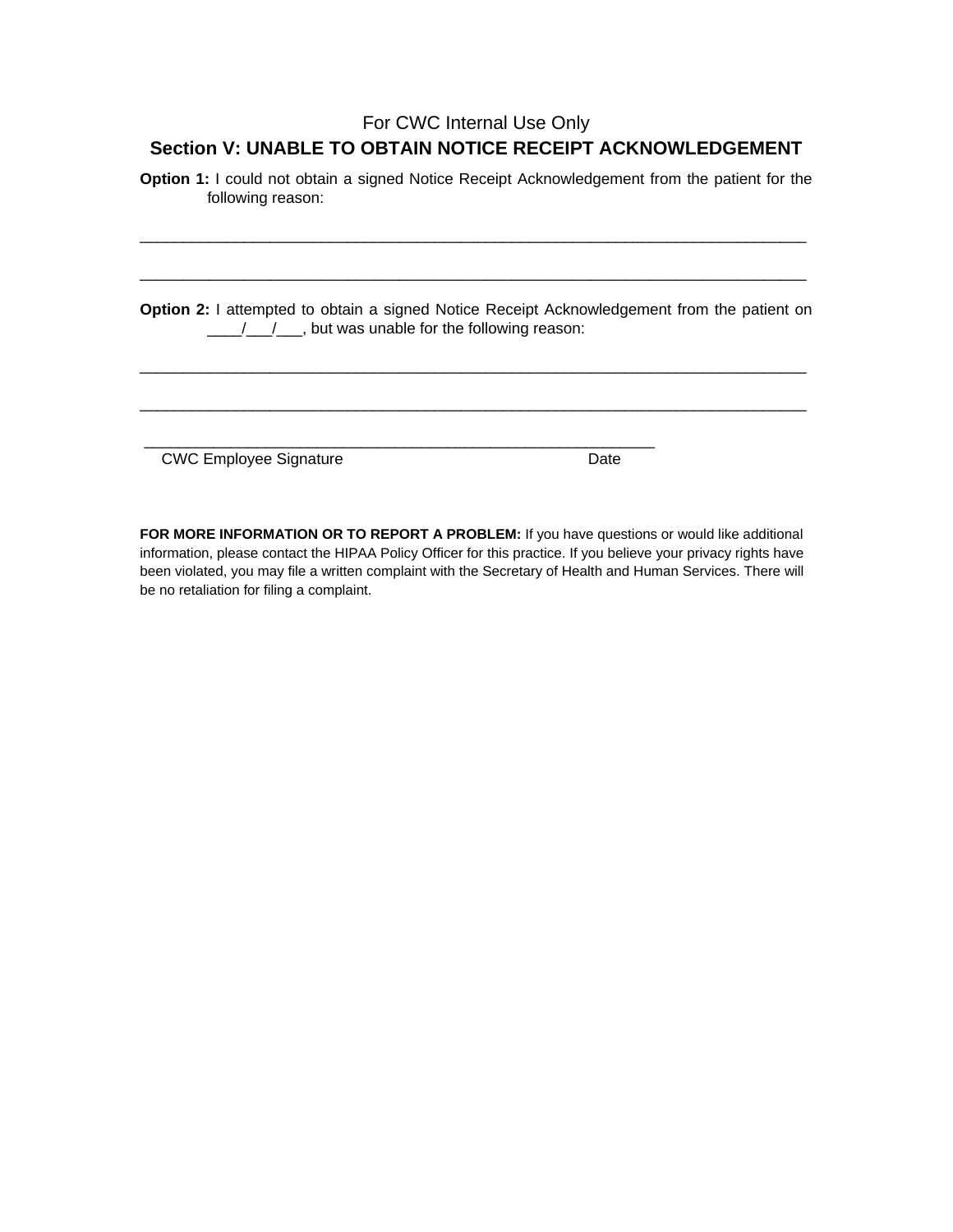For CWC Internal Use Only

## Section V: UNABLE TO OBTAIN NOTICE RECEIPT ACKNOWLEDGEMENT

**Option 1:** I could not obtain a signed Notice Receipt Acknowledgement from the patient for the following reason:

_______________________________________________________________________________

_______________________________________________________________________________

**Option 2:** I attempted to obtain a signed Notice Receipt Acknowledgement from the patient on ____/___/___, but was unable for the following reason:

_______________________________________________________________________________

_______________________________________________________________________________

____________________________________________________________

CWC Employee Signature Date

**FOR MORE INFORMATION OR TO REPORT A PROBLEM:** If you have questions or would like additional information, please contact the HIPAA Policy Officer for this practice. If you believe your privacy rights have been violated, you may file a written complaint with the Secretary of Health and Human Services. There will be no retaliation for filing a complaint.